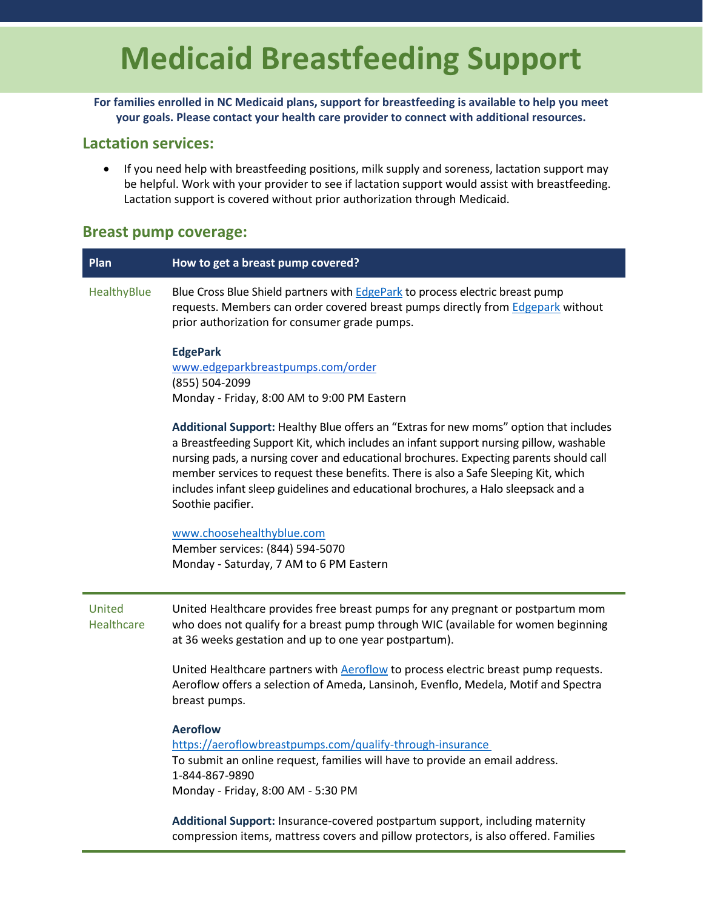# Medicaid Breastfeeding Support

**For families enrolled in NC Medicaid plans, support for breastfeeding is available to help you meet your goals. Please contact your health care provider to connect with additional resources.**

## Lactation services:

- If you need help with breastfeeding positions, milk supply and soreness, lactation support may be helpful. Work with your provider to see if lactation support would assist with breastfeeding. Lactation support is covered without prior authorization through Medicaid.

## Breast pump coverage:

| Plan | How to get a breast pump covered? |
| --- | --- |
| HealthyBlue | Blue Cross Blue Shield partners with EdgePark to process electric breast pump requests. Members can order covered breast pumps directly from Edgepark without prior authorization for consumer grade pumps.<br><br>**EdgePark**<br>www.edgeparkbreastpumps.com/order<br>(855) 504-2099<br>Monday - Friday, 8:00 AM to 9:00 PM Eastern<br><br>**Additional Support:** Healthy Blue offers an "Extras for new moms" option that includes a Breastfeeding Support Kit, which includes an infant support nursing pillow, washable nursing pads, a nursing cover and educational brochures. Expecting parents should call member services to request these benefits. There is also a Safe Sleeping Kit, which includes infant sleep guidelines and educational brochures, a Halo sleepsack and a Soothie pacifier.<br><br>www.choosehealthyblue.com<br>Member services: (844) 594-5070<br>Monday - Saturday, 7 AM to 6 PM Eastern |
| United Healthcare | United Healthcare provides free breast pumps for any pregnant or postpartum mom who does not qualify for a breast pump through WIC (available for women beginning at 36 weeks gestation and up to one year postpartum).<br><br>United Healthcare partners with Aeroflow to process electric breast pump requests. Aeroflow offers a selection of Ameda, Lansinoh, Evenflo, Medela, Motif and Spectra breast pumps.<br><br>**Aeroflow**<br>https://aeroflowbreastpumps.com/qualify-through-insurance<br>To submit an online request, families will have to provide an email address.<br>1-844-867-9890<br>Monday - Friday, 8:00 AM - 5:30 PM<br><br>**Additional Support:** Insurance-covered postpartum support, including maternity compression items, mattress covers and pillow protectors, is also offered. Families |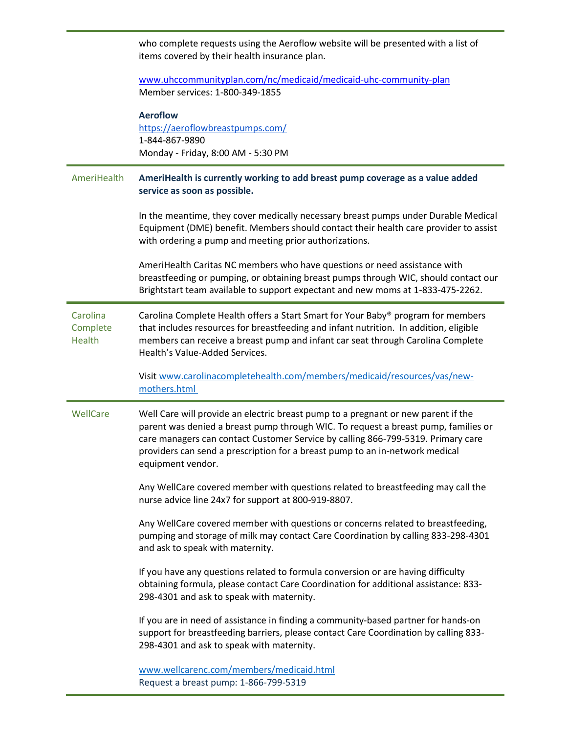| | |
|---|---|
| | who complete requests using the Aeroflow website will be presented with a list of items covered by their health insurance plan.<br><br>[www.uhccommunityplan.com/nc/medicaid/medicaid-uhc-community-plan](www.uhccommunityplan.com/nc/medicaid/medicaid-uhc-community-plan)<br>Member services: 1-800-349-1855<br><br>**Aeroflow**<br>[https://aeroflowbreastpumps.com/](https://aeroflowbreastpumps.com/)<br>1-844-867-9890<br>Monday - Friday, 8:00 AM - 5:30 PM |
| AmeriHealth | **AmeriHealth is currently working to add breast pump coverage as a value added service as soon as possible.**<br><br>In the meantime, they cover medically necessary breast pumps under Durable Medical Equipment (DME) benefit. Members should contact their health care provider to assist with ordering a pump and meeting prior authorizations.<br><br>AmeriHealth Caritas NC members who have questions or need assistance with breastfeeding or pumping, or obtaining breast pumps through WIC, should contact our Brightstart team available to support expectant and new moms at 1-833-475-2262. |
| Carolina Complete Health | Carolina Complete Health offers a Start Smart for Your Baby® program for members that includes resources for breastfeeding and infant nutrition. In addition, eligible members can receive a breast pump and infant car seat through Carolina Complete Health's Value-Added Services.<br><br>Visit [www.carolinacompletehealth.com/members/medicaid/resources/vas/new-mothers.html](www.carolinacompletehealth.com/members/medicaid/resources/vas/new-mothers.html) |
| WellCare | Well Care will provide an electric breast pump to a pregnant or new parent if the parent was denied a breast pump through WIC. To request a breast pump, families or care managers can contact Customer Service by calling 866-799-5319. Primary care providers can send a prescription for a breast pump to an in-network medical equipment vendor.<br><br>Any WellCare covered member with questions related to breastfeeding may call the nurse advice line 24x7 for support at 800-919-8807.<br><br>Any WellCare covered member with questions or concerns related to breastfeeding, pumping and storage of milk may contact Care Coordination by calling 833-298-4301 and ask to speak with maternity.<br><br>If you have any questions related to formula conversion or are having difficulty obtaining formula, please contact Care Coordination for additional assistance: 833-298-4301 and ask to speak with maternity.<br><br>If you are in need of assistance in finding a community-based partner for hands-on support for breastfeeding barriers, please contact Care Coordination by calling 833-298-4301 and ask to speak with maternity.<br><br>[www.wellcarenc.com/members/medicaid.html](www.wellcarenc.com/members/medicaid.html)<br>Request a breast pump: 1-866-799-5319 |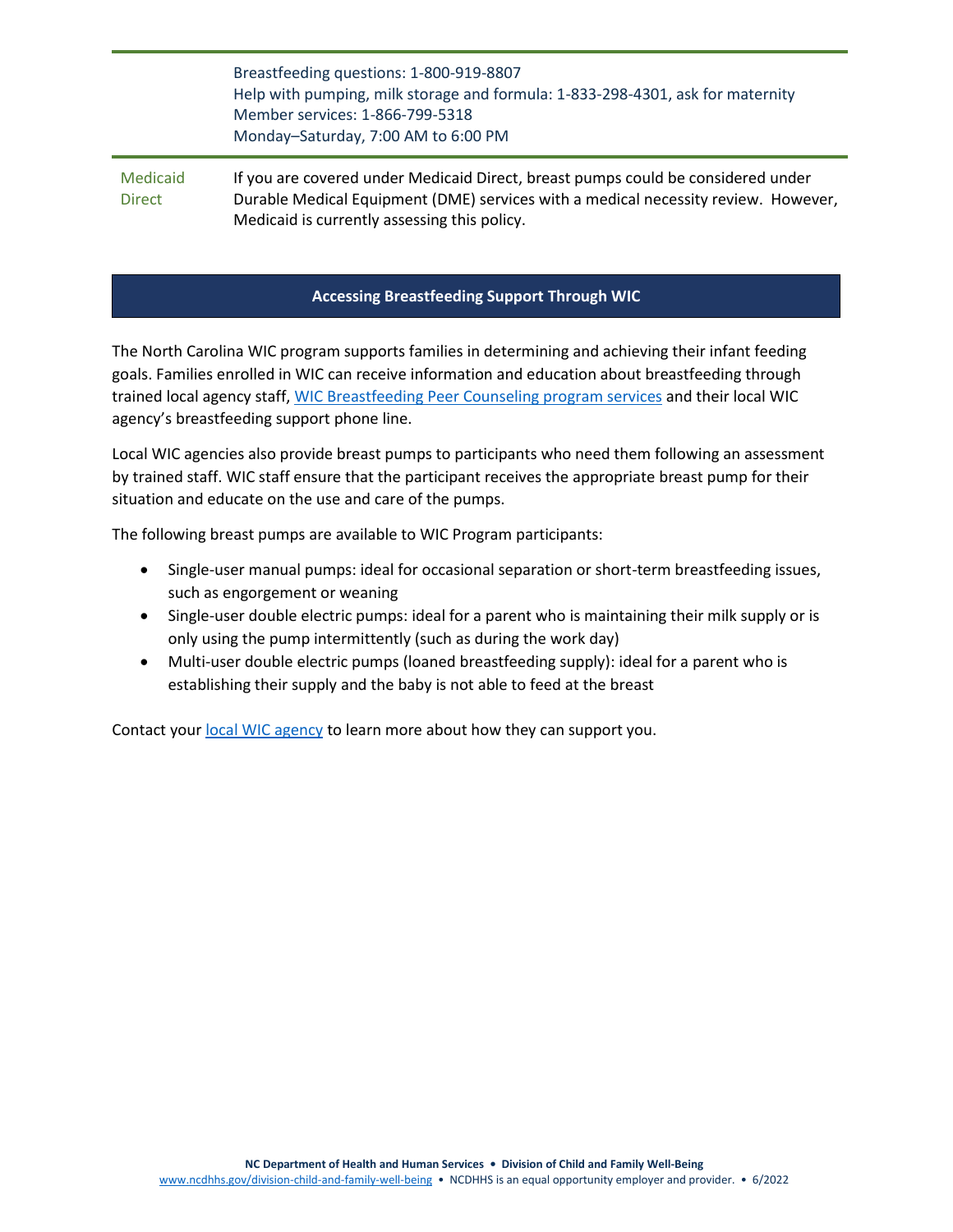| | |
|---|---|
| | Breastfeeding questions: 1-800-919-8807<br>Help with pumping, milk storage and formula: 1-833-298-4301, ask for maternity<br>Member services: 1-866-799-5318<br>Monday–Saturday, 7:00 AM to 6:00 PM |
| Medicaid Direct | If you are covered under Medicaid Direct, breast pumps could be considered under Durable Medical Equipment (DME) services with a medical necessity review. However, Medicaid is currently assessing this policy. |

## Accessing Breastfeeding Support Through WIC

The North Carolina WIC program supports families in determining and achieving their infant feeding goals. Families enrolled in WIC can receive information and education about breastfeeding through trained local agency staff, [WIC Breastfeeding Peer Counseling program services]() and their local WIC agency's breastfeeding support phone line.

Local WIC agencies also provide breast pumps to participants who need them following an assessment by trained staff. WIC staff ensure that the participant receives the appropriate breast pump for their situation and educate on the use and care of the pumps.

The following breast pumps are available to WIC Program participants:

- Single-user manual pumps: ideal for occasional separation or short-term breastfeeding issues, such as engorgement or weaning
- Single-user double electric pumps: ideal for a parent who is maintaining their milk supply or is only using the pump intermittently (such as during the work day)
- Multi-user double electric pumps (loaned breastfeeding supply): ideal for a parent who is establishing their supply and the baby is not able to feed at the breast

Contact your [local WIC agency]() to learn more about how they can support you.

**NC Department of Health and Human Services • Division of Child and Family Well-Being**
www.ncdhhs.gov/division-child-and-family-well-being • NCDHHS is an equal opportunity employer and provider. • 6/2022